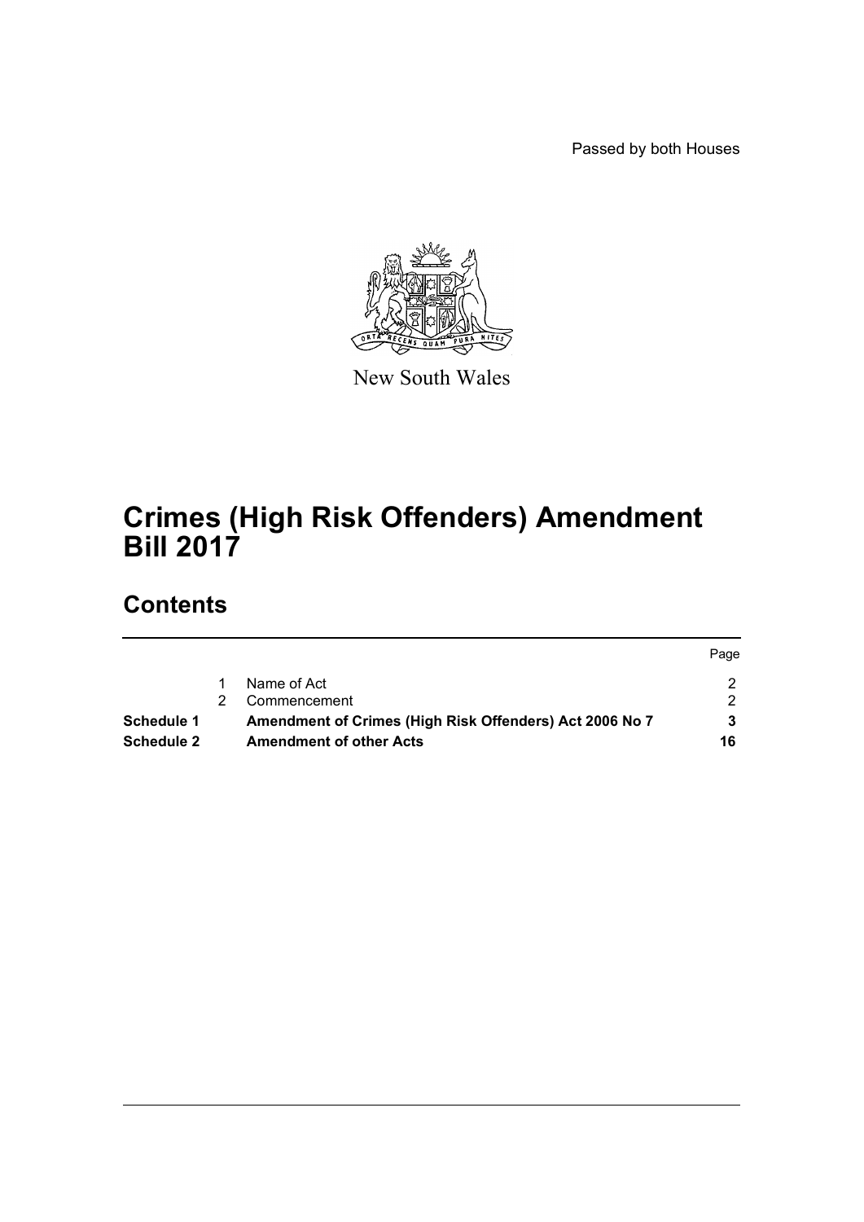Passed by both Houses

New South Wales

# Crimes (High Risk Offenders) Amendment Bill 2017

## Contents

| | | | Page |
|---|---|---|---|
| | 1 | Name of Act | 2 |
| | 2 | Commencement | 2 |
| **Schedule 1** | | **Amendment of Crimes (High Risk Offenders) Act 2006 No 7** | **3** |
| **Schedule 2** | | **Amendment of other Acts** | **16** |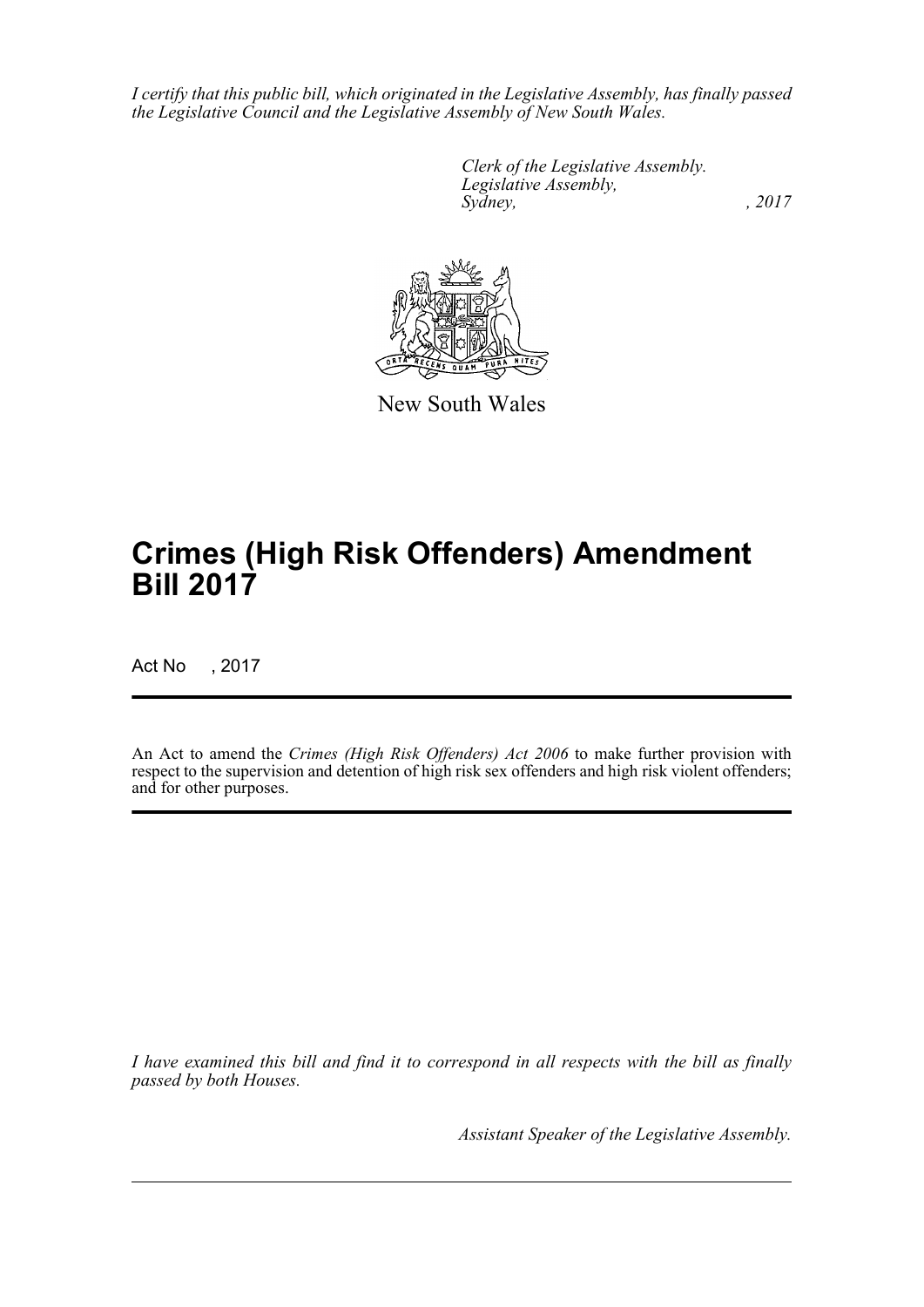*I certify that this public bill, which originated in the Legislative Assembly, has finally passed the Legislative Council and the Legislative Assembly of New South Wales.*

*Clerk of the Legislative Assembly.*
*Legislative Assembly,*
*Sydney, , 2017*

New South Wales

# Crimes (High Risk Offenders) Amendment Bill 2017

Act No , 2017

An Act to amend the *Crimes (High Risk Offenders) Act 2006* to make further provision with respect to the supervision and detention of high risk sex offenders and high risk violent offenders; and for other purposes.

*I have examined this bill and find it to correspond in all respects with the bill as finally passed by both Houses.*

*Assistant Speaker of the Legislative Assembly.*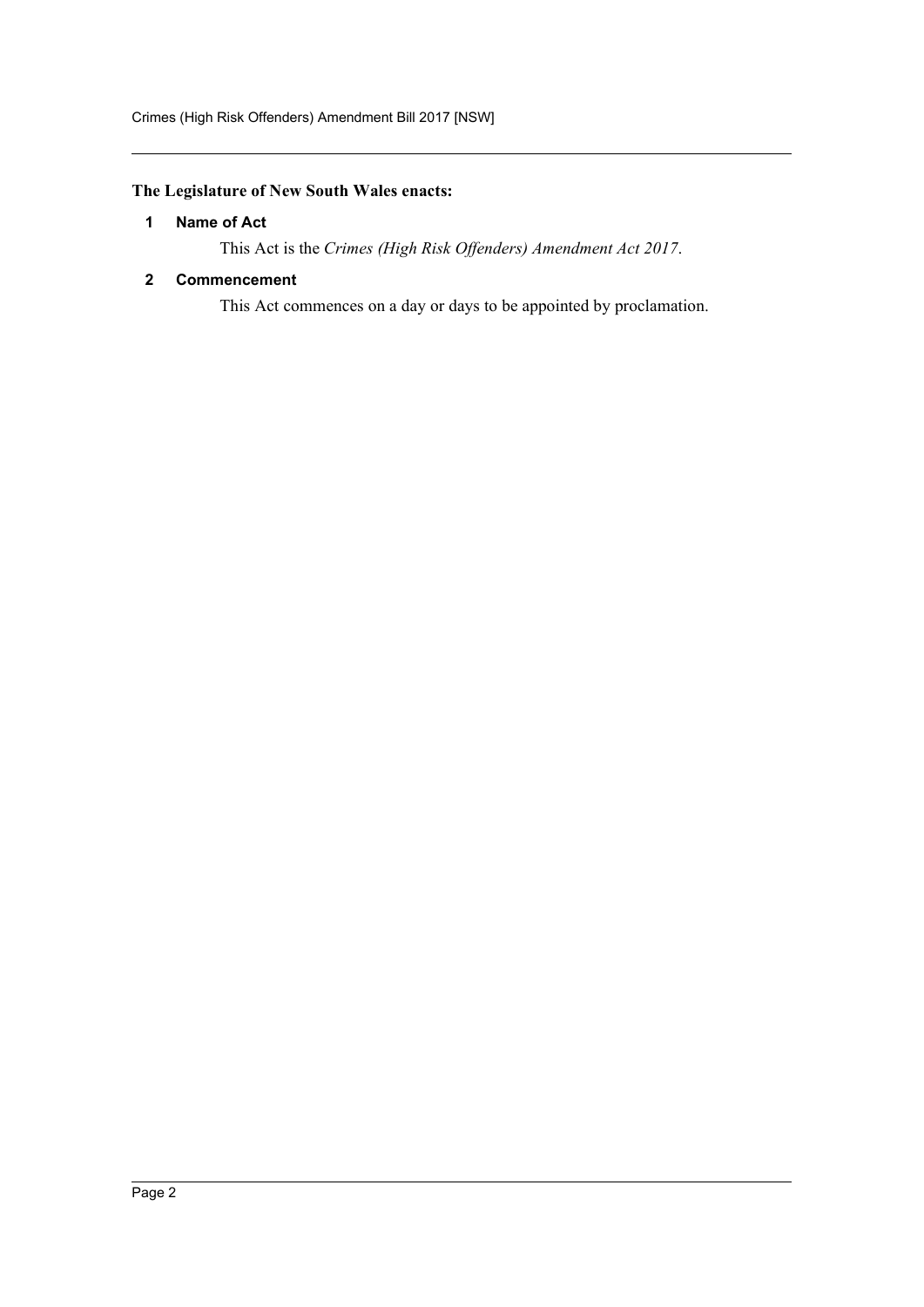**The Legislature of New South Wales enacts:**

### 1 Name of Act

This Act is the *Crimes (High Risk Offenders) Amendment Act 2017*.

### 2 Commencement

This Act commences on a day or days to be appointed by proclamation.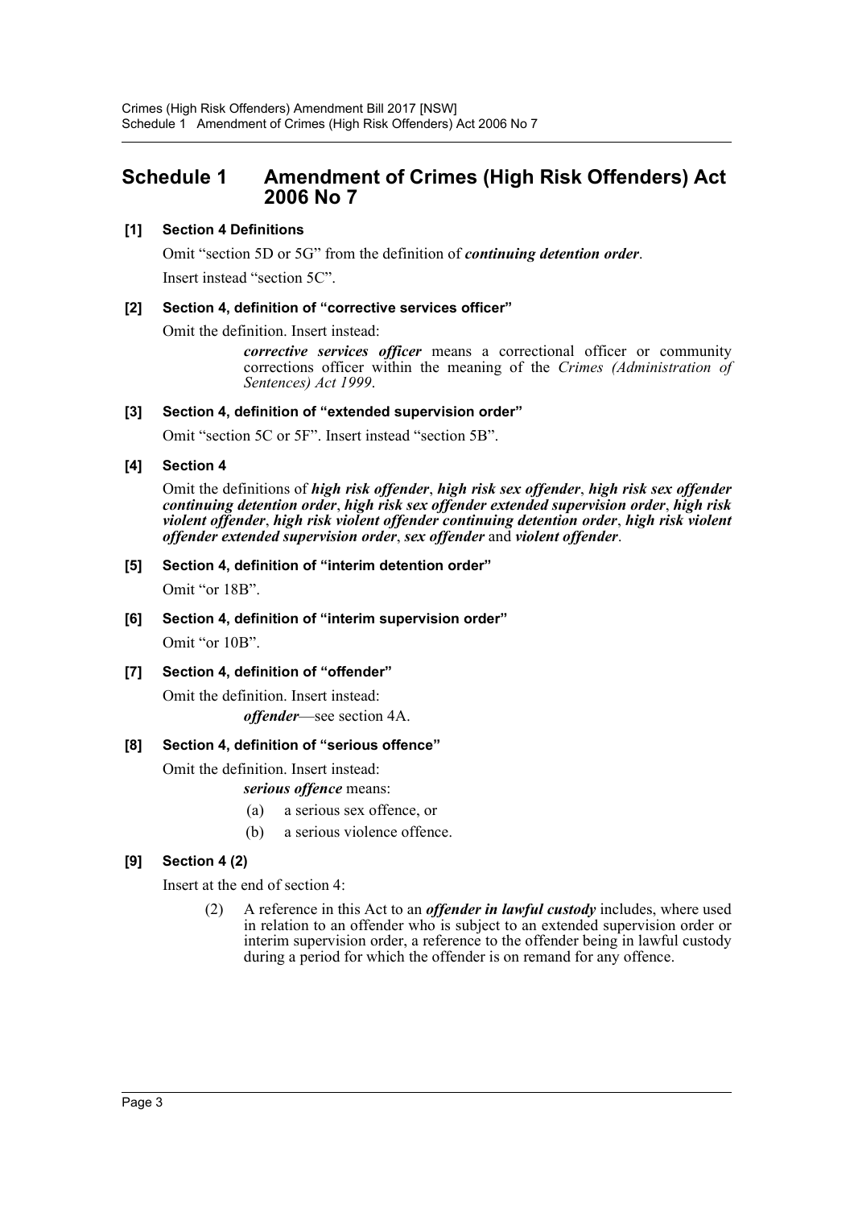# Schedule 1 Amendment of Crimes (High Risk Offenders) Act 2006 No 7

### [1] Section 4 Definitions

Omit "section 5D or 5G" from the definition of ***continuing detention order***.

Insert instead "section 5C".

### [2] Section 4, definition of "corrective services officer"

Omit the definition. Insert instead:

> ***corrective services officer*** means a correctional officer or community corrections officer within the meaning of the *Crimes (Administration of Sentences) Act 1999*.

### [3] Section 4, definition of "extended supervision order"

Omit "section 5C or 5F". Insert instead "section 5B".

### [4] Section 4

Omit the definitions of ***high risk offender***, ***high risk sex offender***, ***high risk sex offender continuing detention order***, ***high risk sex offender extended supervision order***, ***high risk violent offender***, ***high risk violent offender continuing detention order***, ***high risk violent offender extended supervision order***, ***sex offender*** and ***violent offender***.

### [5] Section 4, definition of "interim detention order"

Omit "or 18B".

### [6] Section 4, definition of "interim supervision order"

Omit "or 10B".

### [7] Section 4, definition of "offender"

Omit the definition. Insert instead:

> ***offender***—see section 4A.

### [8] Section 4, definition of "serious offence"

Omit the definition. Insert instead:

> ***serious offence*** means:
>
> (a) a serious sex offence, or
>
> (b) a serious violence offence.

### [9] Section 4 (2)

Insert at the end of section 4:

> (2) A reference in this Act to an ***offender in lawful custody*** includes, where used in relation to an offender who is subject to an extended supervision order or interim supervision order, a reference to the offender being in lawful custody during a period for which the offender is on remand for any offence.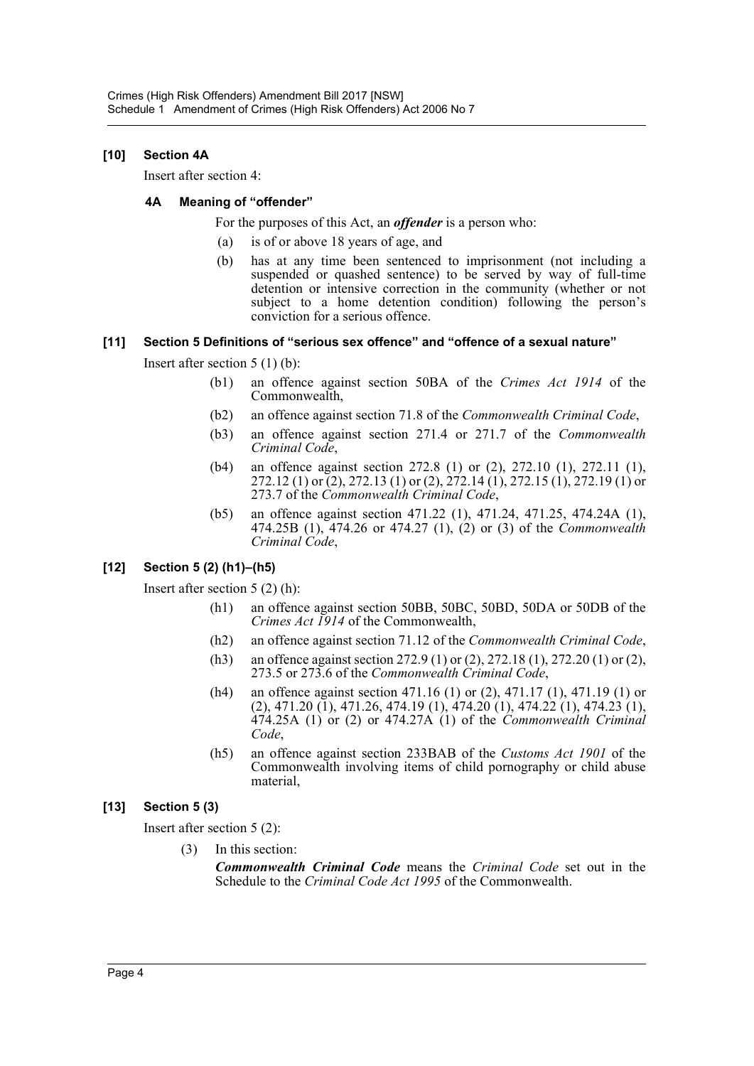### [10] Section 4A

Insert after section 4:

#### 4A Meaning of "offender"

For the purposes of this Act, an ***offender*** is a person who:

(a) is of or above 18 years of age, and

(b) has at any time been sentenced to imprisonment (not including a suspended or quashed sentence) to be served by way of full-time detention or intensive correction in the community (whether or not subject to a home detention condition) following the person's conviction for a serious offence.

### [11] Section 5 Definitions of "serious sex offence" and "offence of a sexual nature"

Insert after section 5 (1) (b):

(b1) an offence against section 50BA of the *Crimes Act 1914* of the Commonwealth,

(b2) an offence against section 71.8 of the *Commonwealth Criminal Code*,

(b3) an offence against section 271.4 or 271.7 of the *Commonwealth Criminal Code*,

(b4) an offence against section 272.8 (1) or (2), 272.10 (1), 272.11 (1), 272.12 (1) or (2), 272.13 (1) or (2), 272.14 (1), 272.15 (1), 272.19 (1) or 273.7 of the *Commonwealth Criminal Code*,

(b5) an offence against section 471.22 (1), 471.24, 471.25, 474.24A (1), 474.25B (1), 474.26 or 474.27 (1), (2) or (3) of the *Commonwealth Criminal Code*,

### [12] Section 5 (2) (h1)–(h5)

Insert after section 5 (2) (h):

(h1) an offence against section 50BB, 50BC, 50BD, 50DA or 50DB of the *Crimes Act 1914* of the Commonwealth,

(h2) an offence against section 71.12 of the *Commonwealth Criminal Code*,

(h3) an offence against section 272.9 (1) or (2), 272.18 (1), 272.20 (1) or (2), 273.5 or 273.6 of the *Commonwealth Criminal Code*,

(h4) an offence against section 471.16 (1) or (2), 471.17 (1), 471.19 (1) or (2), 471.20 (1), 471.26, 474.19 (1), 474.20 (1), 474.22 (1), 474.23 (1), 474.25A (1) or (2) or 474.27A (1) of the *Commonwealth Criminal Code*,

(h5) an offence against section 233BAB of the *Customs Act 1901* of the Commonwealth involving items of child pornography or child abuse material,

### [13] Section 5 (3)

Insert after section 5 (2):

(3) In this section:

***Commonwealth Criminal Code*** means the *Criminal Code* set out in the Schedule to the *Criminal Code Act 1995* of the Commonwealth.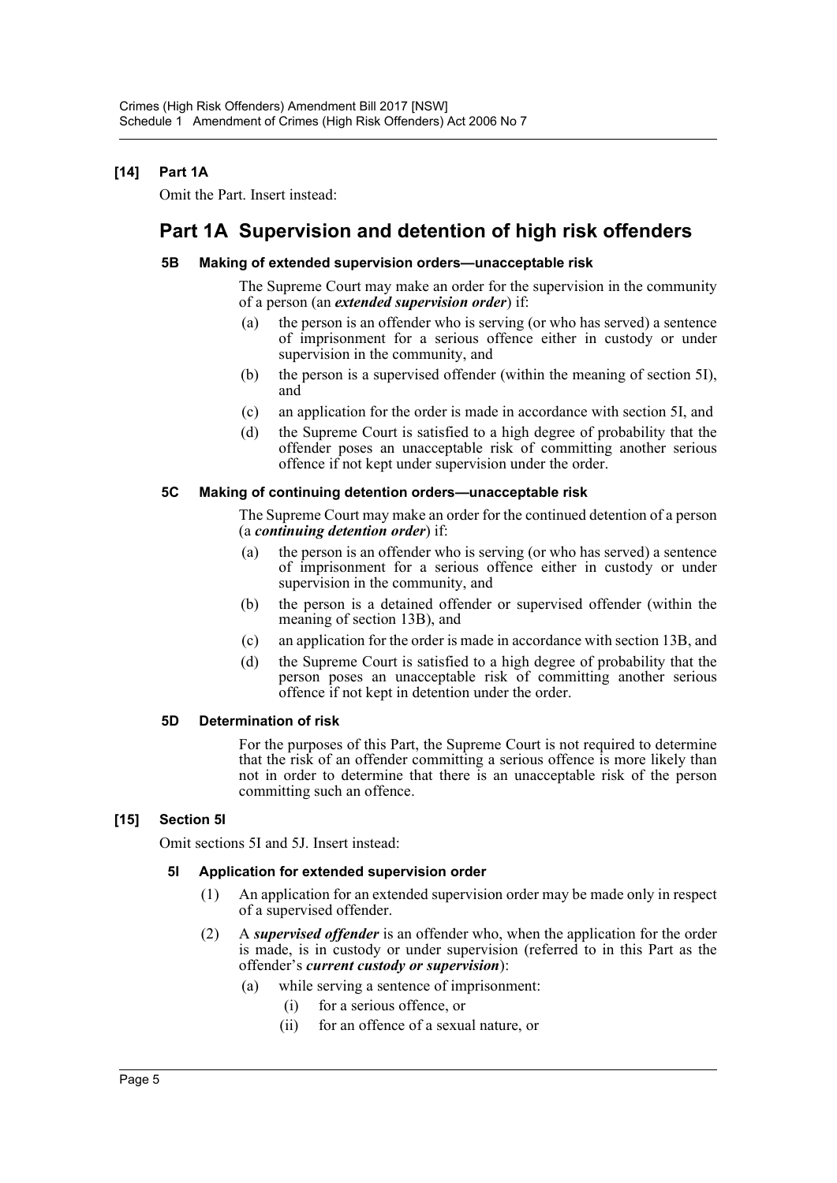**[14] Part 1A**

Omit the Part. Insert instead:

## Part 1A Supervision and detention of high risk offenders

**5B Making of extended supervision orders—unacceptable risk**

The Supreme Court may make an order for the supervision in the community of a person (an ***extended supervision order***) if:

- (a) the person is an offender who is serving (or who has served) a sentence of imprisonment for a serious offence either in custody or under supervision in the community, and
- (b) the person is a supervised offender (within the meaning of section 5I), and
- (c) an application for the order is made in accordance with section 5I, and
- (d) the Supreme Court is satisfied to a high degree of probability that the offender poses an unacceptable risk of committing another serious offence if not kept under supervision under the order.

**5C Making of continuing detention orders—unacceptable risk**

The Supreme Court may make an order for the continued detention of a person (a ***continuing detention order***) if:

- (a) the person is an offender who is serving (or who has served) a sentence of imprisonment for a serious offence either in custody or under supervision in the community, and
- (b) the person is a detained offender or supervised offender (within the meaning of section 13B), and
- (c) an application for the order is made in accordance with section 13B, and
- (d) the Supreme Court is satisfied to a high degree of probability that the person poses an unacceptable risk of committing another serious offence if not kept in detention under the order.

**5D Determination of risk**

For the purposes of this Part, the Supreme Court is not required to determine that the risk of an offender committing a serious offence is more likely than not in order to determine that there is an unacceptable risk of the person committing such an offence.

**[15] Section 5I**

Omit sections 5I and 5J. Insert instead:

**5I Application for extended supervision order**

(1) An application for an extended supervision order may be made only in respect of a supervised offender.

(2) A ***supervised offender*** is an offender who, when the application for the order is made, is in custody or under supervision (referred to in this Part as the offender's ***current custody or supervision***):

- (a) while serving a sentence of imprisonment:
  - (i) for a serious offence, or
  - (ii) for an offence of a sexual nature, or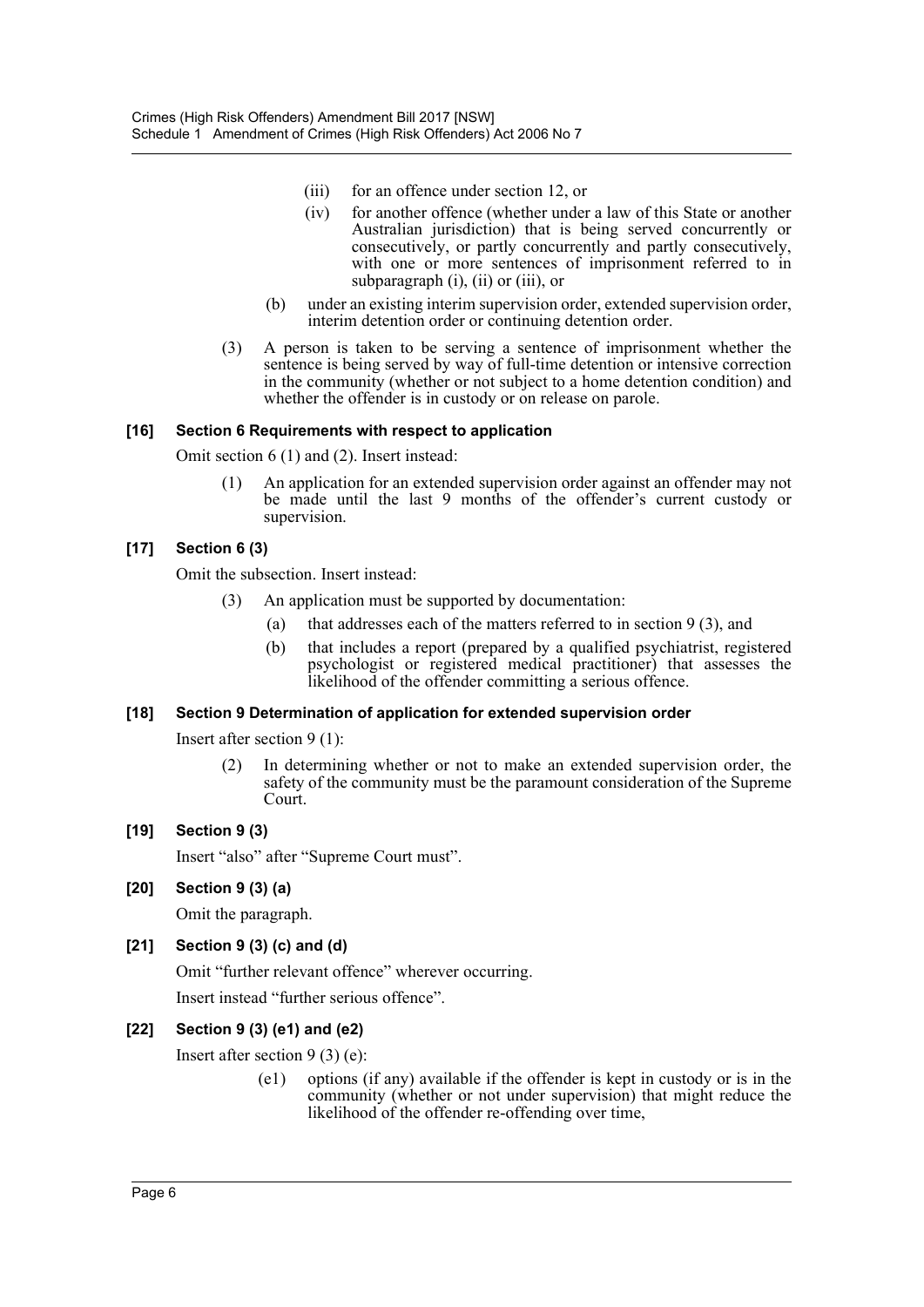- (iii) for an offence under section 12, or
- (iv) for another offence (whether under a law of this State or another Australian jurisdiction) that is being served concurrently or consecutively, or partly concurrently and partly consecutively, with one or more sentences of imprisonment referred to in subparagraph (i), (ii) or (iii), or

(b) under an existing interim supervision order, extended supervision order, interim detention order or continuing detention order.

(3) A person is taken to be serving a sentence of imprisonment whether the sentence is being served by way of full-time detention or intensive correction in the community (whether or not subject to a home detention condition) and whether the offender is in custody or on release on parole.

**[16] Section 6 Requirements with respect to application**

Omit section 6 (1) and (2). Insert instead:

(1) An application for an extended supervision order against an offender may not be made until the last 9 months of the offender's current custody or supervision.

**[17] Section 6 (3)**

Omit the subsection. Insert instead:

(3) An application must be supported by documentation:

- (a) that addresses each of the matters referred to in section 9 (3), and
- (b) that includes a report (prepared by a qualified psychiatrist, registered psychologist or registered medical practitioner) that assesses the likelihood of the offender committing a serious offence.

**[18] Section 9 Determination of application for extended supervision order**

Insert after section 9 (1):

(2) In determining whether or not to make an extended supervision order, the safety of the community must be the paramount consideration of the Supreme Court.

**[19] Section 9 (3)**

Insert "also" after "Supreme Court must".

**[20] Section 9 (3) (a)**

Omit the paragraph.

**[21] Section 9 (3) (c) and (d)**

Omit "further relevant offence" wherever occurring.

Insert instead "further serious offence".

**[22] Section 9 (3) (e1) and (e2)**

Insert after section 9 (3) (e):

(e1) options (if any) available if the offender is kept in custody or is in the community (whether or not under supervision) that might reduce the likelihood of the offender re-offending over time,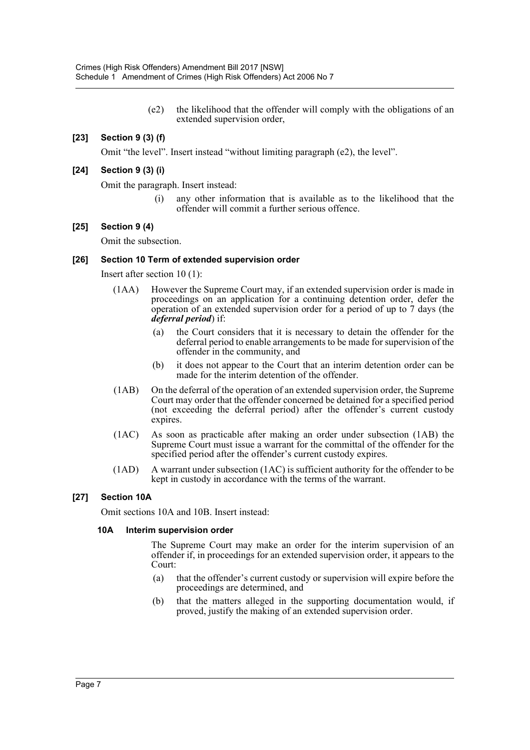(e2) the likelihood that the offender will comply with the obligations of an extended supervision order,

### [23] Section 9 (3) (f)

Omit "the level". Insert instead "without limiting paragraph (e2), the level".

### [24] Section 9 (3) (i)

Omit the paragraph. Insert instead:

(i) any other information that is available as to the likelihood that the offender will commit a further serious offence.

### [25] Section 9 (4)

Omit the subsection.

### [26] Section 10 Term of extended supervision order

Insert after section 10 (1):

(1AA) However the Supreme Court may, if an extended supervision order is made in proceedings on an application for a continuing detention order, defer the operation of an extended supervision order for a period of up to 7 days (the ***deferral period***) if:

(a) the Court considers that it is necessary to detain the offender for the deferral period to enable arrangements to be made for supervision of the offender in the community, and

(b) it does not appear to the Court that an interim detention order can be made for the interim detention of the offender.

(1AB) On the deferral of the operation of an extended supervision order, the Supreme Court may order that the offender concerned be detained for a specified period (not exceeding the deferral period) after the offender's current custody expires.

(1AC) As soon as practicable after making an order under subsection (1AB) the Supreme Court must issue a warrant for the committal of the offender for the specified period after the offender's current custody expires.

(1AD) A warrant under subsection (1AC) is sufficient authority for the offender to be kept in custody in accordance with the terms of the warrant.

### [27] Section 10A

Omit sections 10A and 10B. Insert instead:

#### 10A Interim supervision order

The Supreme Court may make an order for the interim supervision of an offender if, in proceedings for an extended supervision order, it appears to the Court:

(a) that the offender's current custody or supervision will expire before the proceedings are determined, and

(b) that the matters alleged in the supporting documentation would, if proved, justify the making of an extended supervision order.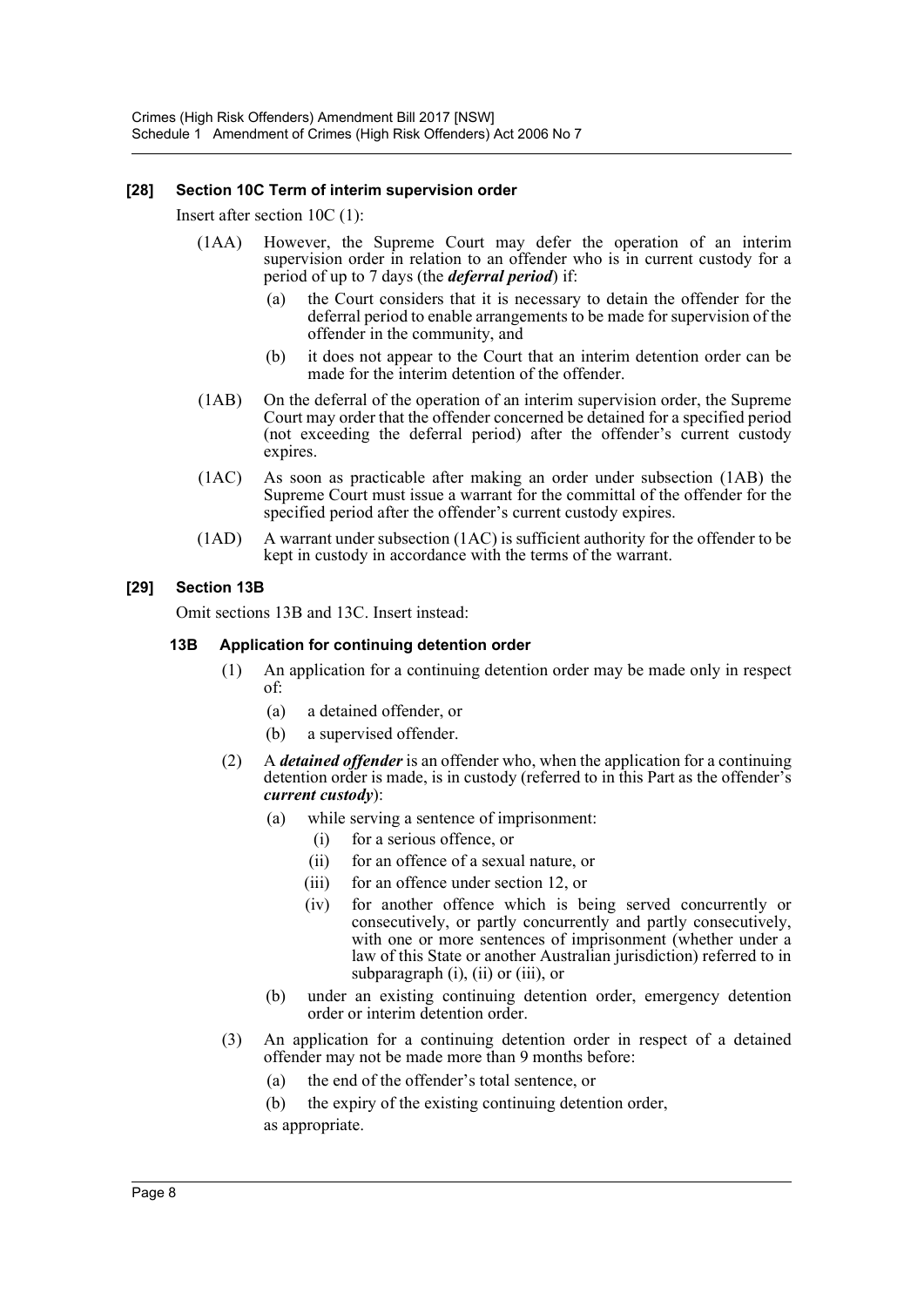#### [28] Section 10C Term of interim supervision order

Insert after section 10C (1):

(1AA) However, the Supreme Court may defer the operation of an interim supervision order in relation to an offender who is in current custody for a period of up to 7 days (the ***deferral period***) if:

(a) the Court considers that it is necessary to detain the offender for the deferral period to enable arrangements to be made for supervision of the offender in the community, and

(b) it does not appear to the Court that an interim detention order can be made for the interim detention of the offender.

(1AB) On the deferral of the operation of an interim supervision order, the Supreme Court may order that the offender concerned be detained for a specified period (not exceeding the deferral period) after the offender's current custody expires.

(1AC) As soon as practicable after making an order under subsection (1AB) the Supreme Court must issue a warrant for the committal of the offender for the specified period after the offender's current custody expires.

(1AD) A warrant under subsection (1AC) is sufficient authority for the offender to be kept in custody in accordance with the terms of the warrant.

#### [29] Section 13B

Omit sections 13B and 13C. Insert instead:

**13B Application for continuing detention order**

(1) An application for a continuing detention order may be made only in respect of:

(a) a detained offender, or

(b) a supervised offender.

(2) A ***detained offender*** is an offender who, when the application for a continuing detention order is made, is in custody (referred to in this Part as the offender's ***current custody***):

(a) while serving a sentence of imprisonment:

(i) for a serious offence, or

(ii) for an offence of a sexual nature, or

(iii) for an offence under section 12, or

(iv) for another offence which is being served concurrently or consecutively, or partly concurrently and partly consecutively, with one or more sentences of imprisonment (whether under a law of this State or another Australian jurisdiction) referred to in subparagraph (i), (ii) or (iii), or

(b) under an existing continuing detention order, emergency detention order or interim detention order.

(3) An application for a continuing detention order in respect of a detained offender may not be made more than 9 months before:

(a) the end of the offender's total sentence, or

(b) the expiry of the existing continuing detention order,

as appropriate.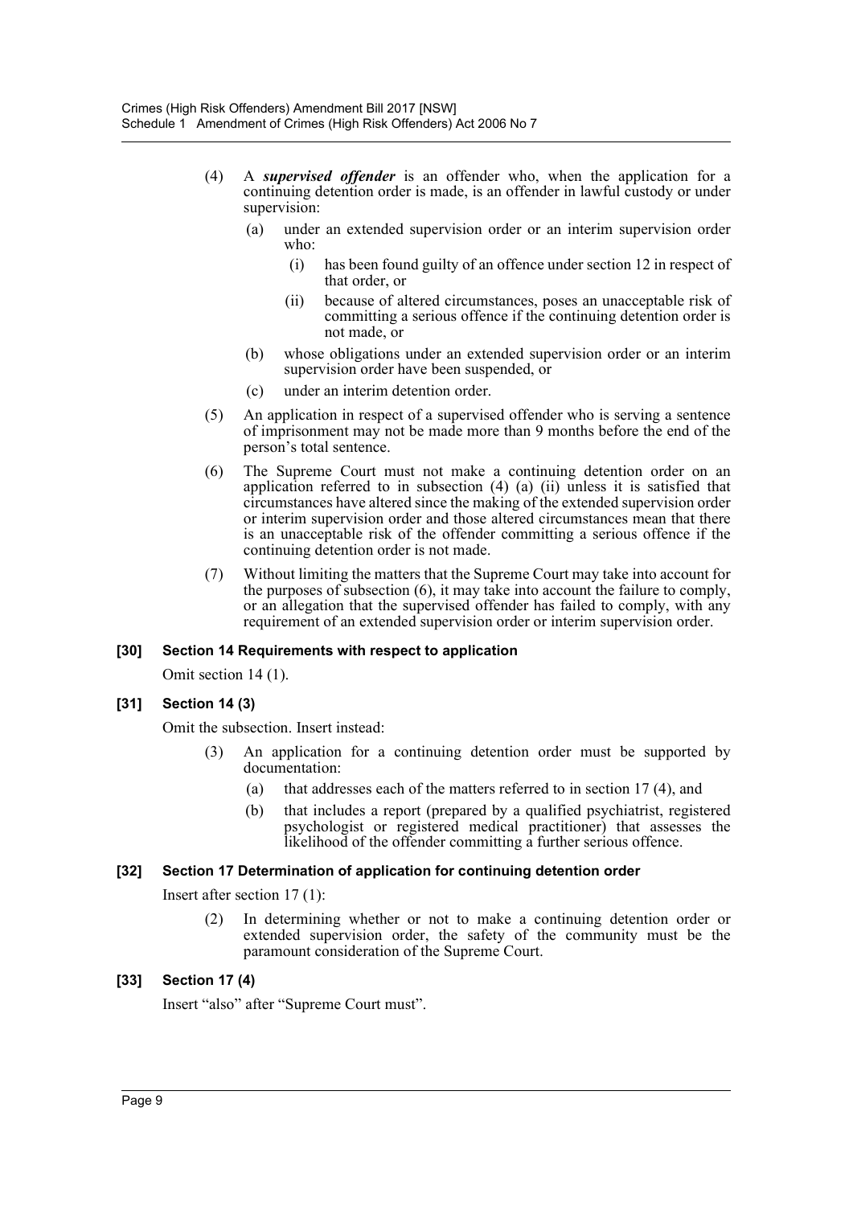(4) A ***supervised offender*** is an offender who, when the application for a continuing detention order is made, is an offender in lawful custody or under supervision:

(a) under an extended supervision order or an interim supervision order who:

(i) has been found guilty of an offence under section 12 in respect of that order, or

(ii) because of altered circumstances, poses an unacceptable risk of committing a serious offence if the continuing detention order is not made, or

(b) whose obligations under an extended supervision order or an interim supervision order have been suspended, or

(c) under an interim detention order.

(5) An application in respect of a supervised offender who is serving a sentence of imprisonment may not be made more than 9 months before the end of the person's total sentence.

(6) The Supreme Court must not make a continuing detention order on an application referred to in subsection (4) (a) (ii) unless it is satisfied that circumstances have altered since the making of the extended supervision order or interim supervision order and those altered circumstances mean that there is an unacceptable risk of the offender committing a serious offence if the continuing detention order is not made.

(7) Without limiting the matters that the Supreme Court may take into account for the purposes of subsection (6), it may take into account the failure to comply, or an allegation that the supervised offender has failed to comply, with any requirement of an extended supervision order or interim supervision order.

### [30] Section 14 Requirements with respect to application

Omit section 14 (1).

### [31] Section 14 (3)

Omit the subsection. Insert instead:

(3) An application for a continuing detention order must be supported by documentation:

(a) that addresses each of the matters referred to in section 17 (4), and

(b) that includes a report (prepared by a qualified psychiatrist, registered psychologist or registered medical practitioner) that assesses the likelihood of the offender committing a further serious offence.

### [32] Section 17 Determination of application for continuing detention order

Insert after section 17 (1):

(2) In determining whether or not to make a continuing detention order or extended supervision order, the safety of the community must be the paramount consideration of the Supreme Court.

### [33] Section 17 (4)

Insert "also" after "Supreme Court must".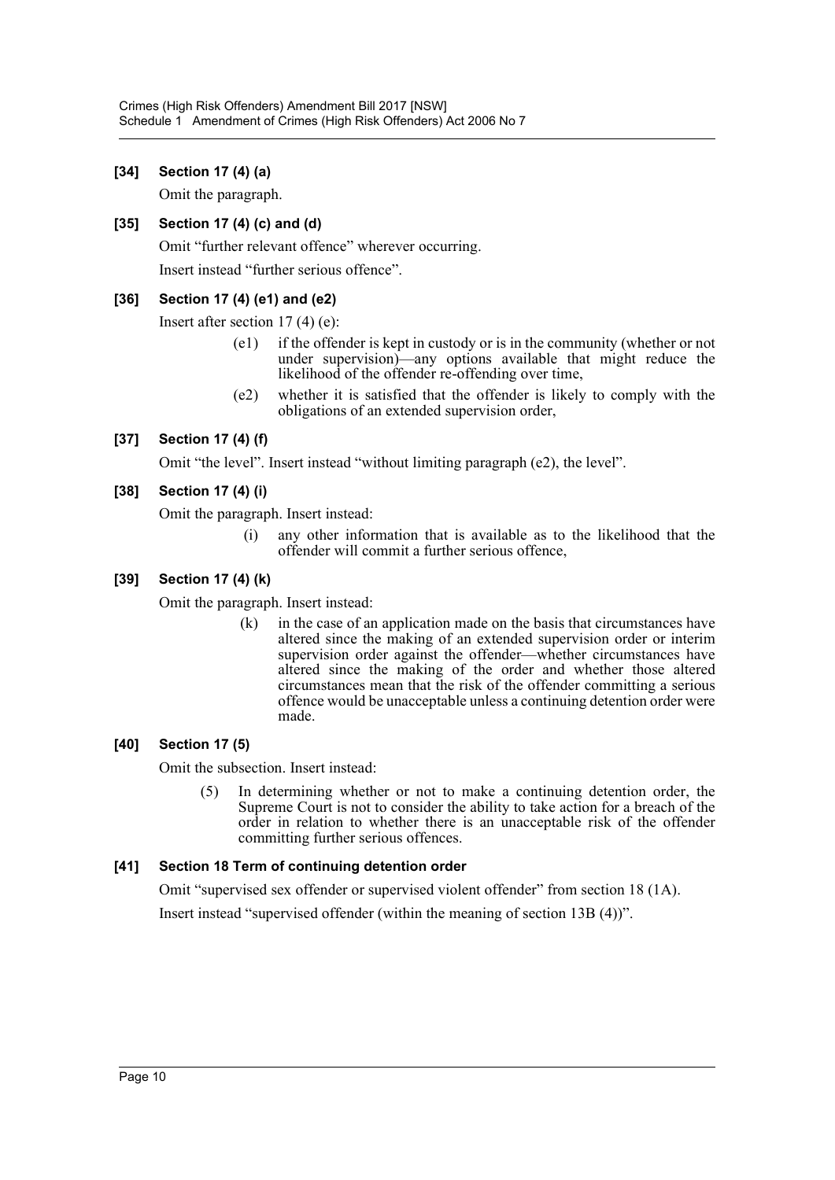**[34] Section 17 (4) (a)**

Omit the paragraph.

**[35] Section 17 (4) (c) and (d)**

Omit "further relevant offence" wherever occurring.

Insert instead "further serious offence".

**[36] Section 17 (4) (e1) and (e2)**

Insert after section 17 (4) (e):

> (e1) if the offender is kept in custody or is in the community (whether or not under supervision)—any options available that might reduce the likelihood of the offender re-offending over time,
>
> (e2) whether it is satisfied that the offender is likely to comply with the obligations of an extended supervision order,

**[37] Section 17 (4) (f)**

Omit "the level". Insert instead "without limiting paragraph (e2), the level".

**[38] Section 17 (4) (i)**

Omit the paragraph. Insert instead:

> (i) any other information that is available as to the likelihood that the offender will commit a further serious offence,

**[39] Section 17 (4) (k)**

Omit the paragraph. Insert instead:

> (k) in the case of an application made on the basis that circumstances have altered since the making of an extended supervision order or interim supervision order against the offender—whether circumstances have altered since the making of the order and whether those altered circumstances mean that the risk of the offender committing a serious offence would be unacceptable unless a continuing detention order were made.

**[40] Section 17 (5)**

Omit the subsection. Insert instead:

> (5) In determining whether or not to make a continuing detention order, the Supreme Court is not to consider the ability to take action for a breach of the order in relation to whether there is an unacceptable risk of the offender committing further serious offences.

**[41] Section 18 Term of continuing detention order**

Omit "supervised sex offender or supervised violent offender" from section 18 (1A).

Insert instead "supervised offender (within the meaning of section 13B (4))".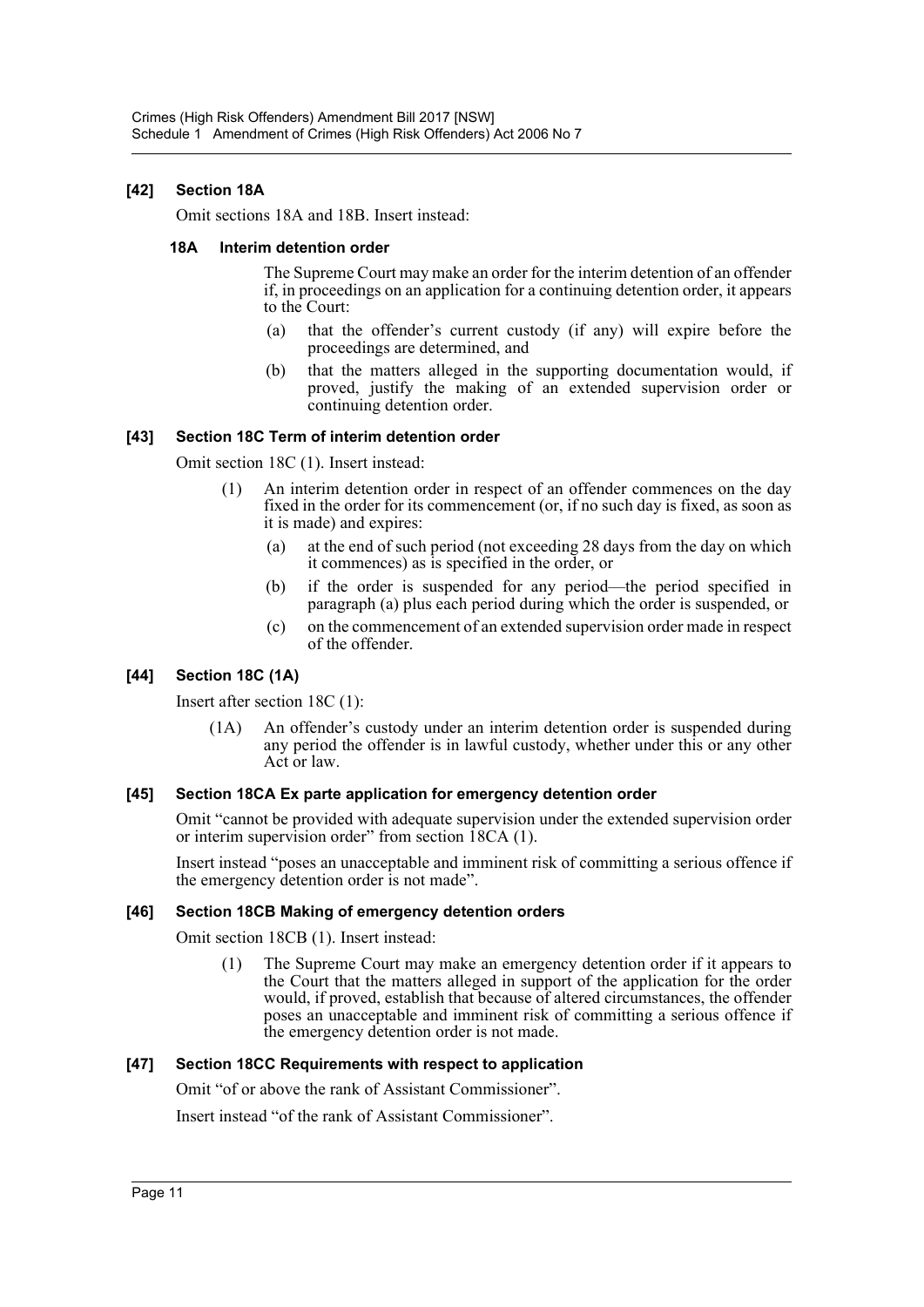### [42] Section 18A

Omit sections 18A and 18B. Insert instead:

#### 18A Interim detention order

The Supreme Court may make an order for the interim detention of an offender if, in proceedings on an application for a continuing detention order, it appears to the Court:

(a) that the offender's current custody (if any) will expire before the proceedings are determined, and

(b) that the matters alleged in the supporting documentation would, if proved, justify the making of an extended supervision order or continuing detention order.

### [43] Section 18C Term of interim detention order

Omit section 18C (1). Insert instead:

(1) An interim detention order in respect of an offender commences on the day fixed in the order for its commencement (or, if no such day is fixed, as soon as it is made) and expires:

(a) at the end of such period (not exceeding 28 days from the day on which it commences) as is specified in the order, or

(b) if the order is suspended for any period—the period specified in paragraph (a) plus each period during which the order is suspended, or

(c) on the commencement of an extended supervision order made in respect of the offender.

### [44] Section 18C (1A)

Insert after section 18C (1):

(1A) An offender's custody under an interim detention order is suspended during any period the offender is in lawful custody, whether under this or any other Act or law.

### [45] Section 18CA Ex parte application for emergency detention order

Omit "cannot be provided with adequate supervision under the extended supervision order or interim supervision order" from section 18CA (1).

Insert instead "poses an unacceptable and imminent risk of committing a serious offence if the emergency detention order is not made".

### [46] Section 18CB Making of emergency detention orders

Omit section 18CB (1). Insert instead:

(1) The Supreme Court may make an emergency detention order if it appears to the Court that the matters alleged in support of the application for the order would, if proved, establish that because of altered circumstances, the offender poses an unacceptable and imminent risk of committing a serious offence if the emergency detention order is not made.

### [47] Section 18CC Requirements with respect to application

Omit "of or above the rank of Assistant Commissioner".

Insert instead "of the rank of Assistant Commissioner".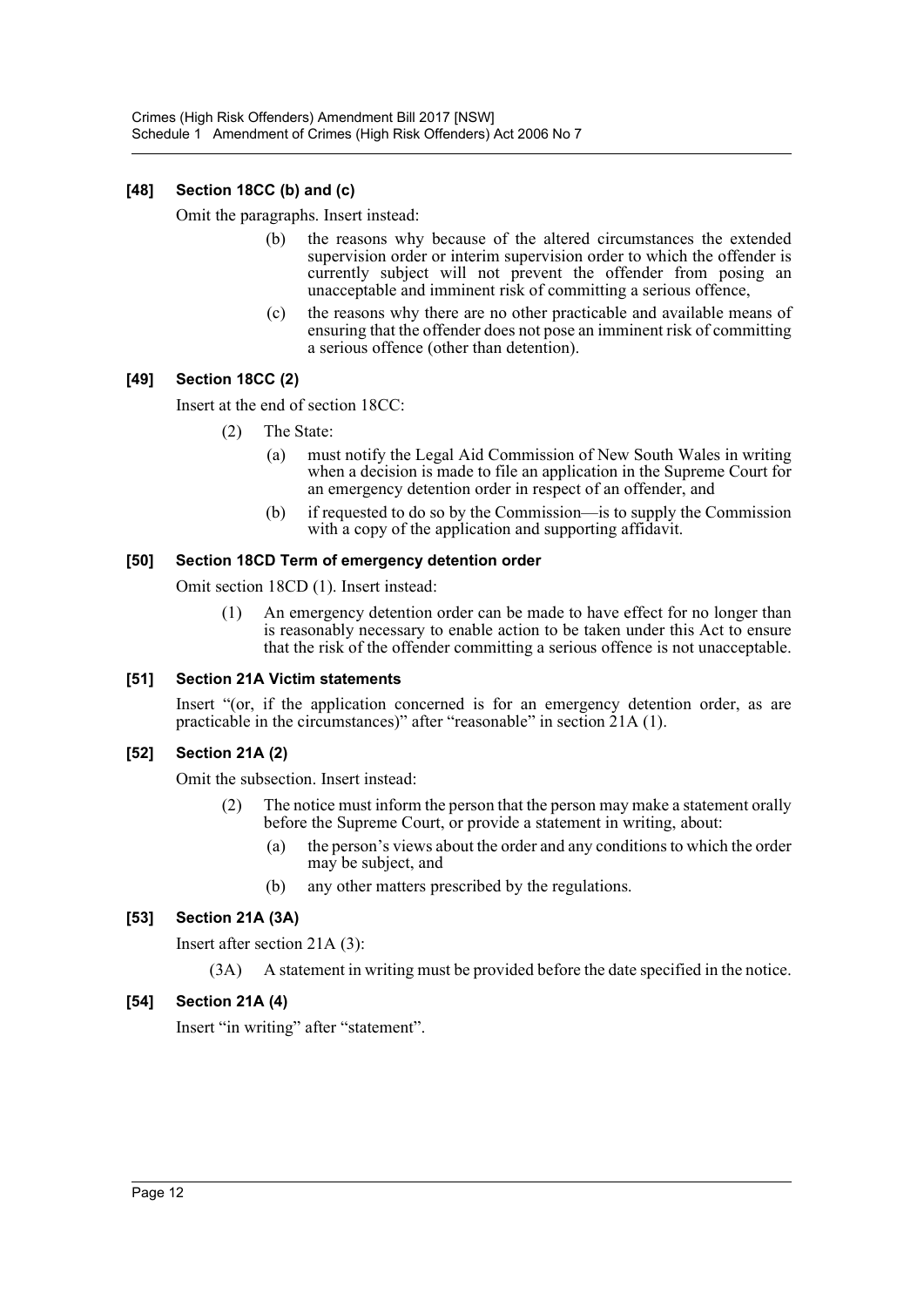### [48] Section 18CC (b) and (c)

Omit the paragraphs. Insert instead:

> (b) the reasons why because of the altered circumstances the extended supervision order or interim supervision order to which the offender is currently subject will not prevent the offender from posing an unacceptable and imminent risk of committing a serious offence,
>
> (c) the reasons why there are no other practicable and available means of ensuring that the offender does not pose an imminent risk of committing a serious offence (other than detention).

### [49] Section 18CC (2)

Insert at the end of section 18CC:

> (2) The State:
>
> (a) must notify the Legal Aid Commission of New South Wales in writing when a decision is made to file an application in the Supreme Court for an emergency detention order in respect of an offender, and
>
> (b) if requested to do so by the Commission—is to supply the Commission with a copy of the application and supporting affidavit.

### [50] Section 18CD Term of emergency detention order

Omit section 18CD (1). Insert instead:

> (1) An emergency detention order can be made to have effect for no longer than is reasonably necessary to enable action to be taken under this Act to ensure that the risk of the offender committing a serious offence is not unacceptable.

### [51] Section 21A Victim statements

Insert "(or, if the application concerned is for an emergency detention order, as are practicable in the circumstances)" after "reasonable" in section 21A (1).

### [52] Section 21A (2)

Omit the subsection. Insert instead:

> (2) The notice must inform the person that the person may make a statement orally before the Supreme Court, or provide a statement in writing, about:
>
> (a) the person's views about the order and any conditions to which the order may be subject, and
>
> (b) any other matters prescribed by the regulations.

### [53] Section 21A (3A)

Insert after section 21A (3):

> (3A) A statement in writing must be provided before the date specified in the notice.

### [54] Section 21A (4)

Insert "in writing" after "statement".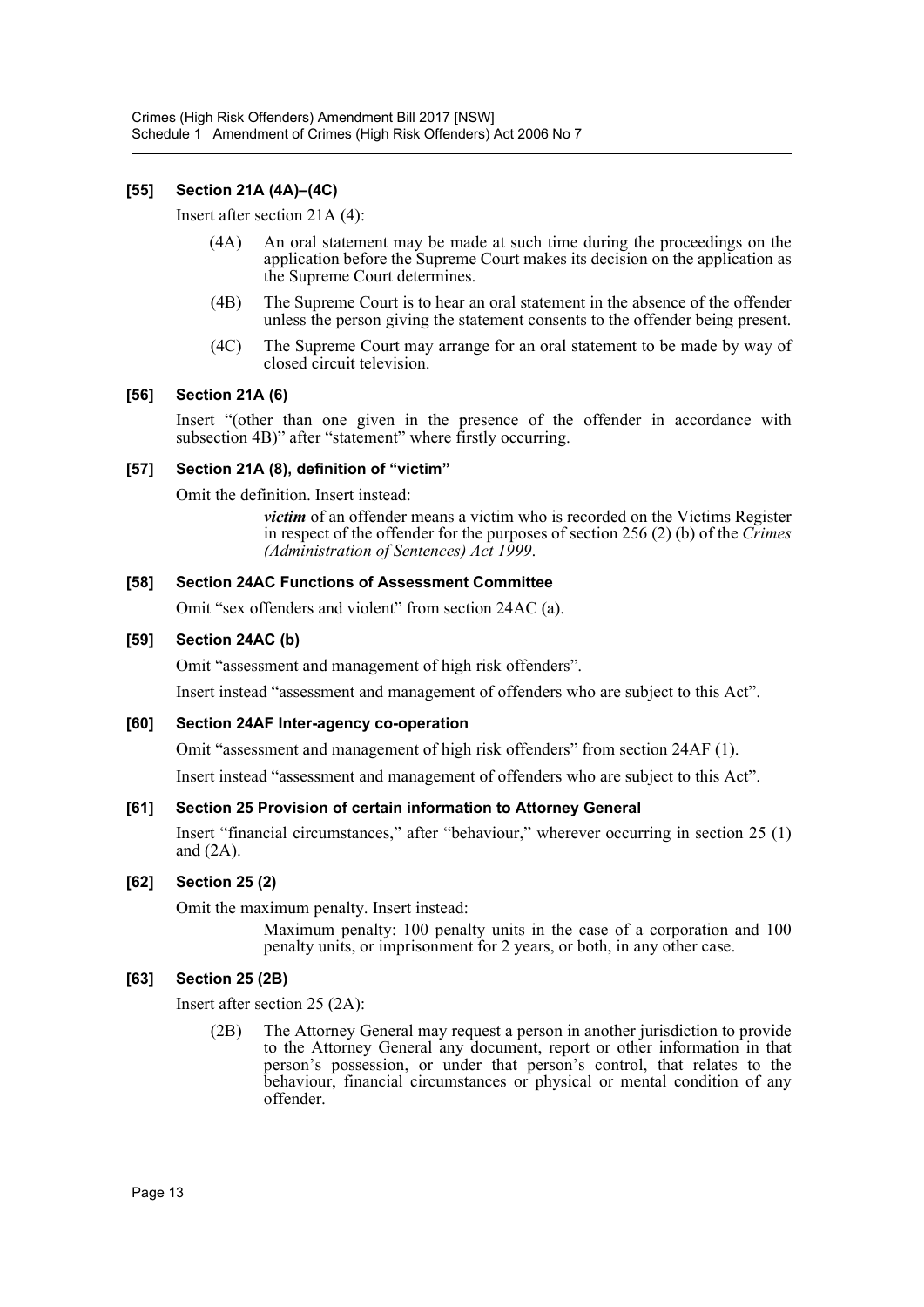### [55] Section 21A (4A)–(4C)

Insert after section 21A (4):

(4A) An oral statement may be made at such time during the proceedings on the application before the Supreme Court makes its decision on the application as the Supreme Court determines.

(4B) The Supreme Court is to hear an oral statement in the absence of the offender unless the person giving the statement consents to the offender being present.

(4C) The Supreme Court may arrange for an oral statement to be made by way of closed circuit television.

### [56] Section 21A (6)

Insert "(other than one given in the presence of the offender in accordance with subsection 4B)" after "statement" where firstly occurring.

### [57] Section 21A (8), definition of "victim"

Omit the definition. Insert instead:

> ***victim*** of an offender means a victim who is recorded on the Victims Register in respect of the offender for the purposes of section 256 (2) (b) of the *Crimes (Administration of Sentences) Act 1999*.

### [58] Section 24AC Functions of Assessment Committee

Omit "sex offenders and violent" from section 24AC (a).

### [59] Section 24AC (b)

Omit "assessment and management of high risk offenders".

Insert instead "assessment and management of offenders who are subject to this Act".

### [60] Section 24AF Inter-agency co-operation

Omit "assessment and management of high risk offenders" from section 24AF (1).

Insert instead "assessment and management of offenders who are subject to this Act".

### [61] Section 25 Provision of certain information to Attorney General

Insert "financial circumstances," after "behaviour," wherever occurring in section 25 (1) and (2A).

### [62] Section 25 (2)

Omit the maximum penalty. Insert instead:

> Maximum penalty: 100 penalty units in the case of a corporation and 100 penalty units, or imprisonment for 2 years, or both, in any other case.

### [63] Section 25 (2B)

Insert after section 25 (2A):

(2B) The Attorney General may request a person in another jurisdiction to provide to the Attorney General any document, report or other information in that person's possession, or under that person's control, that relates to the behaviour, financial circumstances or physical or mental condition of any offender.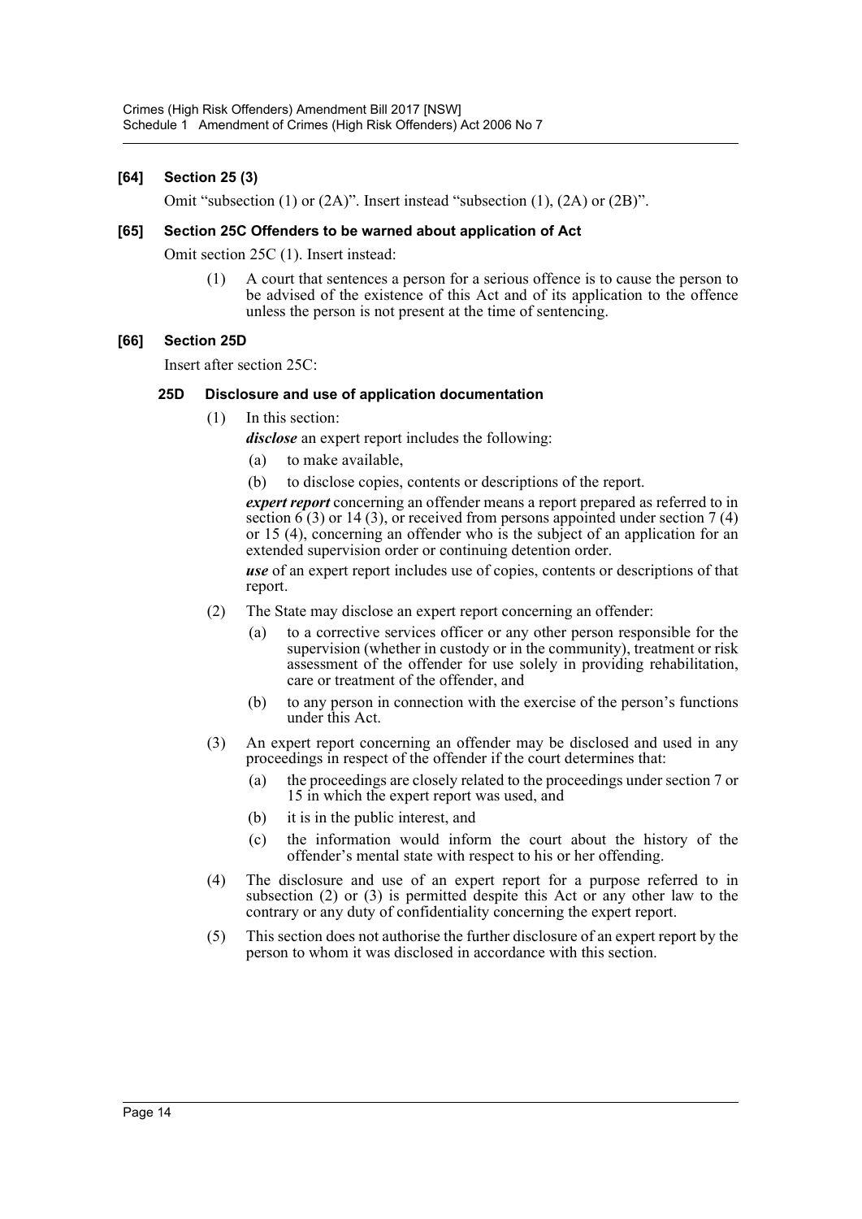### [64] Section 25 (3)

Omit "subsection (1) or (2A)". Insert instead "subsection (1), (2A) or (2B)".

### [65] Section 25C Offenders to be warned about application of Act

Omit section 25C (1). Insert instead:

(1) A court that sentences a person for a serious offence is to cause the person to be advised of the existence of this Act and of its application to the offence unless the person is not present at the time of sentencing.

### [66] Section 25D

Insert after section 25C:

#### 25D Disclosure and use of application documentation

(1) In this section:

***disclose*** an expert report includes the following:

(a) to make available,

(b) to disclose copies, contents or descriptions of the report.

***expert report*** concerning an offender means a report prepared as referred to in section 6 (3) or 14 (3), or received from persons appointed under section 7 (4) or 15 (4), concerning an offender who is the subject of an application for an extended supervision order or continuing detention order.

***use*** of an expert report includes use of copies, contents or descriptions of that report.

(2) The State may disclose an expert report concerning an offender:

(a) to a corrective services officer or any other person responsible for the supervision (whether in custody or in the community), treatment or risk assessment of the offender for use solely in providing rehabilitation, care or treatment of the offender, and

(b) to any person in connection with the exercise of the person's functions under this Act.

(3) An expert report concerning an offender may be disclosed and used in any proceedings in respect of the offender if the court determines that:

(a) the proceedings are closely related to the proceedings under section 7 or 15 in which the expert report was used, and

(b) it is in the public interest, and

(c) the information would inform the court about the history of the offender's mental state with respect to his or her offending.

(4) The disclosure and use of an expert report for a purpose referred to in subsection (2) or (3) is permitted despite this Act or any other law to the contrary or any duty of confidentiality concerning the expert report.

(5) This section does not authorise the further disclosure of an expert report by the person to whom it was disclosed in accordance with this section.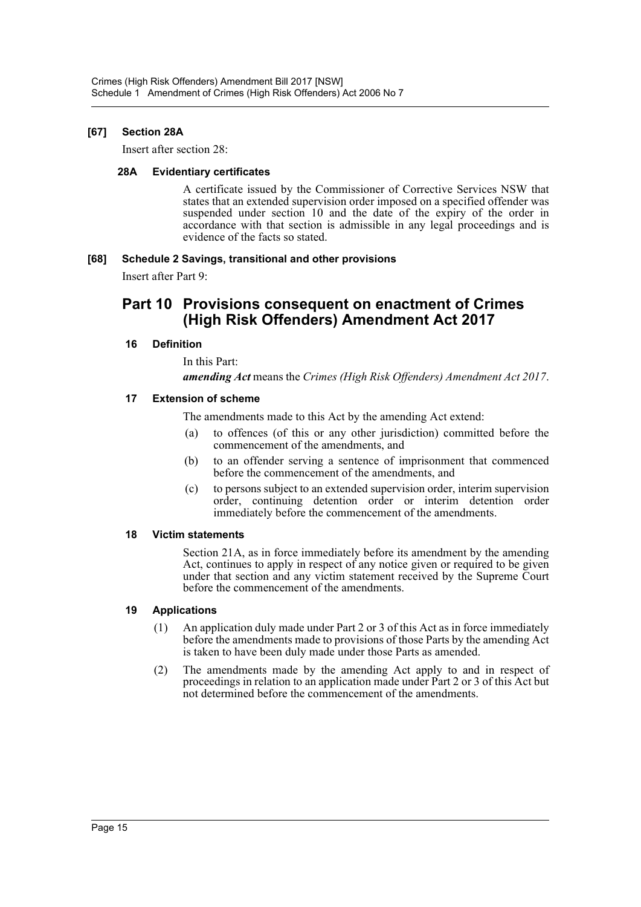**[67] Section 28A**

Insert after section 28:

**28A Evidentiary certificates**

A certificate issued by the Commissioner of Corrective Services NSW that states that an extended supervision order imposed on a specified offender was suspended under section 10 and the date of the expiry of the order in accordance with that section is admissible in any legal proceedings and is evidence of the facts so stated.

**[68] Schedule 2 Savings, transitional and other provisions**

Insert after Part 9:

## Part 10 Provisions consequent on enactment of Crimes (High Risk Offenders) Amendment Act 2017

**16 Definition**

In this Part:

***amending Act*** means the *Crimes (High Risk Offenders) Amendment Act 2017*.

**17 Extension of scheme**

The amendments made to this Act by the amending Act extend:

(a) to offences (of this or any other jurisdiction) committed before the commencement of the amendments, and

(b) to an offender serving a sentence of imprisonment that commenced before the commencement of the amendments, and

(c) to persons subject to an extended supervision order, interim supervision order, continuing detention order or interim detention order immediately before the commencement of the amendments.

**18 Victim statements**

Section 21A, as in force immediately before its amendment by the amending Act, continues to apply in respect of any notice given or required to be given under that section and any victim statement received by the Supreme Court before the commencement of the amendments.

**19 Applications**

(1) An application duly made under Part 2 or 3 of this Act as in force immediately before the amendments made to provisions of those Parts by the amending Act is taken to have been duly made under those Parts as amended.

(2) The amendments made by the amending Act apply to and in respect of proceedings in relation to an application made under Part 2 or 3 of this Act but not determined before the commencement of the amendments.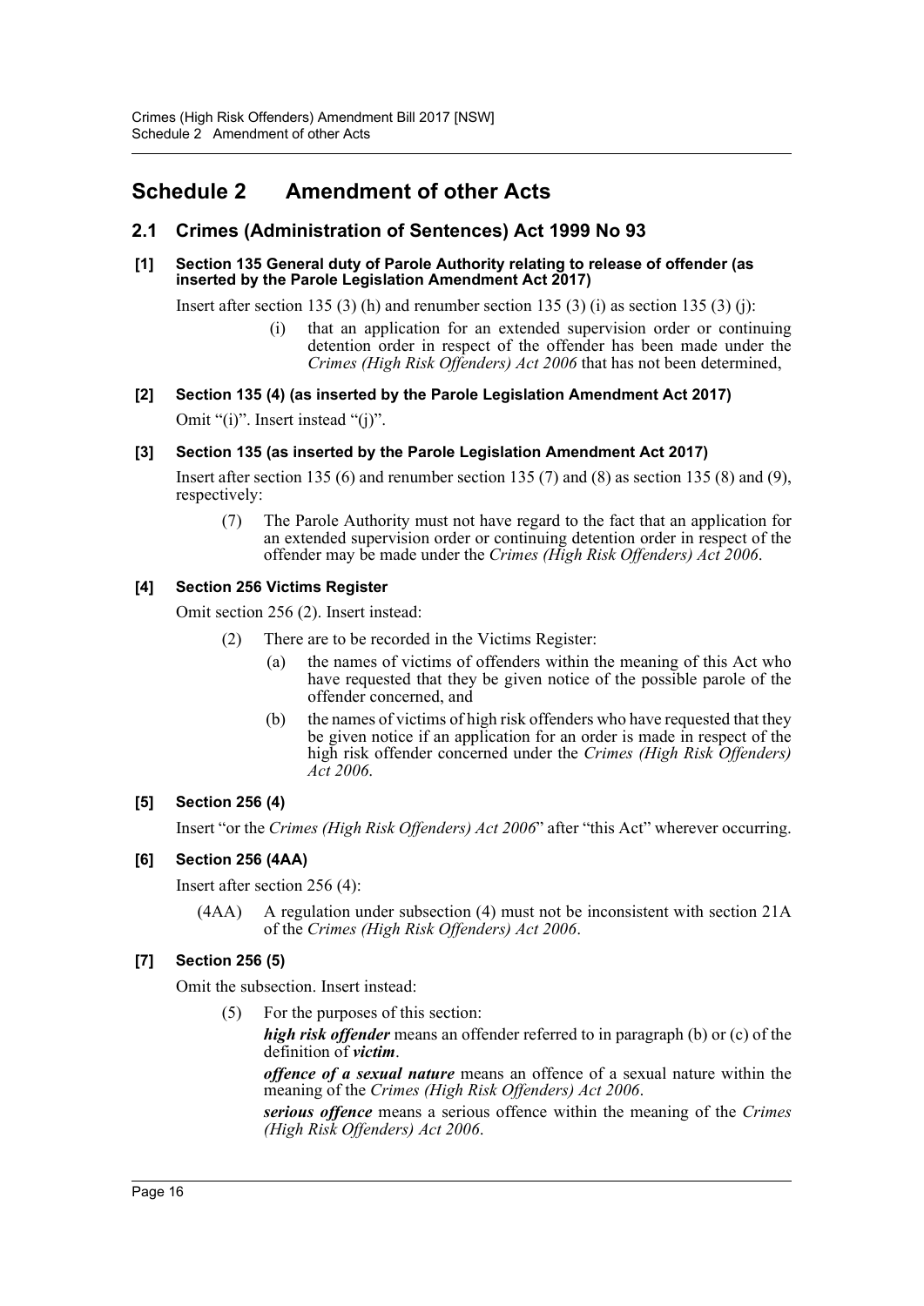# Schedule 2 Amendment of other Acts

## 2.1 Crimes (Administration of Sentences) Act 1999 No 93

**[1] Section 135 General duty of Parole Authority relating to release of offender (as inserted by the Parole Legislation Amendment Act 2017)**

Insert after section 135 (3) (h) and renumber section 135 (3) (i) as section 135 (3) (j):

> (i) that an application for an extended supervision order or continuing detention order in respect of the offender has been made under the *Crimes (High Risk Offenders) Act 2006* that has not been determined,

**[2] Section 135 (4) (as inserted by the Parole Legislation Amendment Act 2017)**

Omit "(i)". Insert instead "(j)".

**[3] Section 135 (as inserted by the Parole Legislation Amendment Act 2017)**

Insert after section 135 (6) and renumber section 135 (7) and (8) as section 135 (8) and (9), respectively:

> (7) The Parole Authority must not have regard to the fact that an application for an extended supervision order or continuing detention order in respect of the offender may be made under the *Crimes (High Risk Offenders) Act 2006*.

**[4] Section 256 Victims Register**

Omit section 256 (2). Insert instead:

> (2) There are to be recorded in the Victims Register:
>
> (a) the names of victims of offenders within the meaning of this Act who have requested that they be given notice of the possible parole of the offender concerned, and
>
> (b) the names of victims of high risk offenders who have requested that they be given notice if an application for an order is made in respect of the high risk offender concerned under the *Crimes (High Risk Offenders) Act 2006*.

**[5] Section 256 (4)**

Insert "or the *Crimes (High Risk Offenders) Act 2006*" after "this Act" wherever occurring.

**[6] Section 256 (4AA)**

Insert after section 256 (4):

> (4AA) A regulation under subsection (4) must not be inconsistent with section 21A of the *Crimes (High Risk Offenders) Act 2006*.

**[7] Section 256 (5)**

Omit the subsection. Insert instead:

> (5) For the purposes of this section:
>
> ***high risk offender*** means an offender referred to in paragraph (b) or (c) of the definition of ***victim***.
>
> ***offence of a sexual nature*** means an offence of a sexual nature within the meaning of the *Crimes (High Risk Offenders) Act 2006*.
>
> ***serious offence*** means a serious offence within the meaning of the *Crimes (High Risk Offenders) Act 2006*.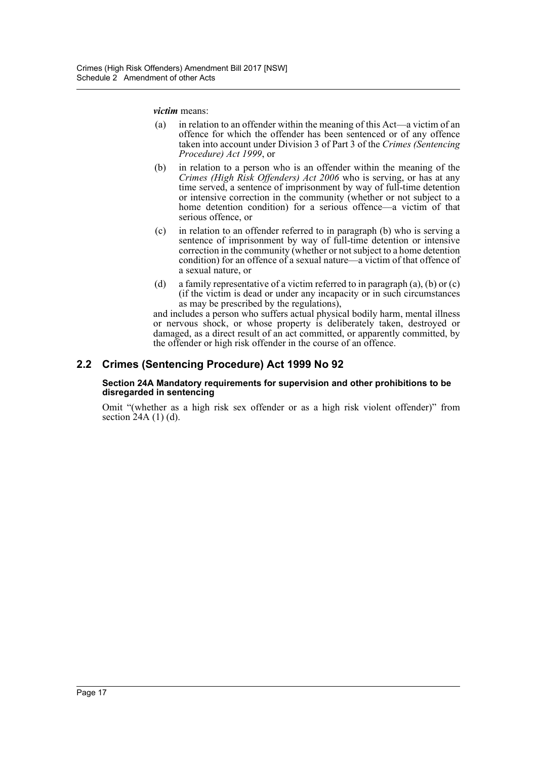***victim*** means:

(a) in relation to an offender within the meaning of this Act—a victim of an offence for which the offender has been sentenced or of any offence taken into account under Division 3 of Part 3 of the *Crimes (Sentencing Procedure) Act 1999*, or

(b) in relation to a person who is an offender within the meaning of the *Crimes (High Risk Offenders) Act 2006* who is serving, or has at any time served, a sentence of imprisonment by way of full-time detention or intensive correction in the community (whether or not subject to a home detention condition) for a serious offence—a victim of that serious offence, or

(c) in relation to an offender referred to in paragraph (b) who is serving a sentence of imprisonment by way of full-time detention or intensive correction in the community (whether or not subject to a home detention condition) for an offence of a sexual nature—a victim of that offence of a sexual nature, or

(d) a family representative of a victim referred to in paragraph (a), (b) or (c) (if the victim is dead or under any incapacity or in such circumstances as may be prescribed by the regulations),

and includes a person who suffers actual physical bodily harm, mental illness or nervous shock, or whose property is deliberately taken, destroyed or damaged, as a direct result of an act committed, or apparently committed, by the offender or high risk offender in the course of an offence.

## 2.2 Crimes (Sentencing Procedure) Act 1999 No 92

**Section 24A Mandatory requirements for supervision and other prohibitions to be disregarded in sentencing**

Omit "(whether as a high risk sex offender or as a high risk violent offender)" from section 24A (1) (d).